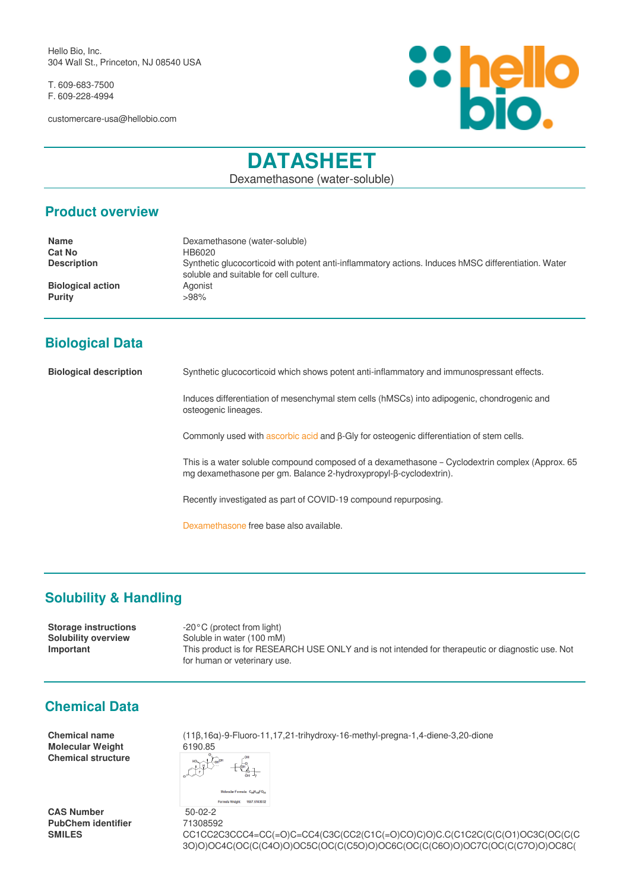Hello Bio, Inc.
304 Wall St., Princeton, NJ 08540 USA

T. 609-683-7500
F. 609-228-4994

customercare-usa@hellobio.com

# DATASHEET

Dexamethasone (water-soluble)

## Product overview

| | |
|---|---|
| **Name** | Dexamethasone (water-soluble) |
| **Cat No** | HB6020 |
| **Description** | Synthetic glucocorticoid with potent anti-inflammatory actions. Induces hMSC differentiation. Water soluble and suitable for cell culture. |
| **Biological action** | Agonist |
| **Purity** | >98% |

## Biological Data

**Biological description**

Synthetic glucocorticoid which shows potent anti-inflammatory and immunospressant effects.

Induces differentiation of mesenchymal stem cells (hMSCs) into adipogenic, chondrogenic and osteogenic lineages.

Commonly used with ascorbic acid and β-Gly for osteogenic differentiation of stem cells.

This is a water soluble compound composed of a dexamethasone – Cyclodextrin complex (Approx. 65 mg dexamethasone per gm. Balance 2-hydroxypropyl-β-cyclodextrin).

Recently investigated as part of COVID-19 compound repurposing.

Dexamethasone free base also available.

## Solubility & Handling

| | |
|---|---|
| **Storage instructions** | -20°C (protect from light) |
| **Solubility overview** | Soluble in water (100 mM) |
| **Important** | This product is for RESEARCH USE ONLY and is not intended for therapeutic or diagnostic use. Not for human or veterinary use. |

## Chemical Data

| | |
|---|---|
| **Chemical name** | (11β,16α)-9-Fluoro-11,17,21-trihydroxy-16-methyl-pregna-1,4-diene-3,20-dione |
| **Molecular Weight** | 6190.85 |
| **Chemical structure** | |
| **CAS Number** | 50-02-2 |
| **PubChem identifier** | 71308592 |
| **SMILES** | CC1CC2C3CCC4=CC(=O)C=CC4(C3C(CC2(C1C(=O)CO)C)O)C.C(C1C2C(C(C(O1)OC3C(OC(C(C3O)O)OC4C(OC(C(C4O)O)OC5C(OC(C(C5O)O)OC6C(OC(C(C6O)O)OC7C(OC(C(C7O)O)OC8C( |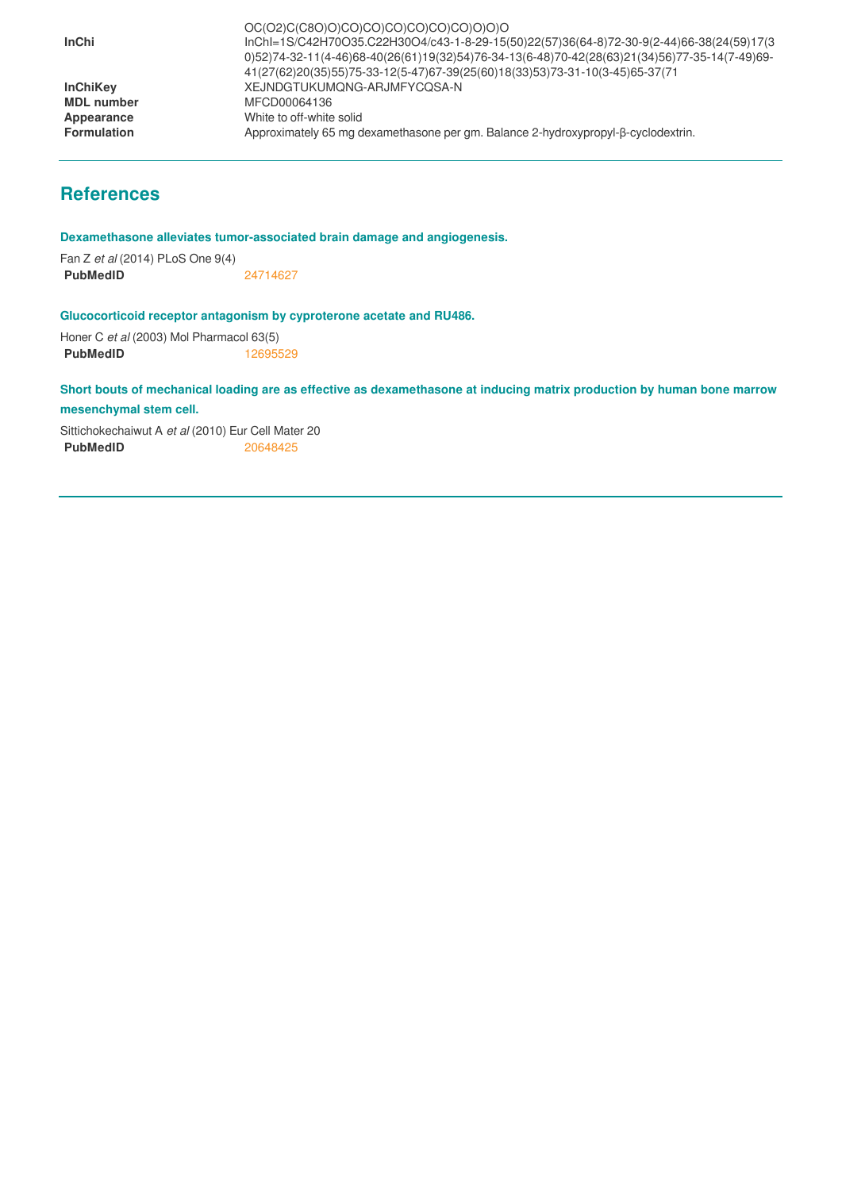| | |
|---|---|
| | OC(O2)C(C8O)O)CO)CO)CO)CO)CO)CO)O)O)O |
| **InChi** | InChI=1S/C42H70O35.C22H30O4/c43-1-8-29-15(50)22(57)36(64-8)72-30-9(2-44)66-38(24(59)17(30)52)74-32-11(4-46)68-40(26(61)19(32)54)76-34-13(6-48)70-42(28(63)21(34)56)77-35-14(7-49)69-41(27(62)20(35)55)75-33-12(5-47)67-39(25(60)18(33)53)73-31-10(3-45)65-37(71 |
| **InChiKey** | XEJNDGTUKUMQNG-ARJMFYCQSA-N |
| **MDL number** | MFCD00064136 |
| **Appearance** | White to off-white solid |
| **Formulation** | Approximately 65 mg dexamethasone per gm. Balance 2-hydroxypropyl-β-cyclodextrin. |

## References

**Dexamethasone alleviates tumor-associated brain damage and angiogenesis.**

Fan Z *et al* (2014) PLoS One 9(4)
**PubMedID** 24714627

**Glucocorticoid receptor antagonism by cyproterone acetate and RU486.**

Honer C *et al* (2003) Mol Pharmacol 63(5)
**PubMedID** 12695529

**Short bouts of mechanical loading are as effective as dexamethasone at inducing matrix production by human bone marrow mesenchymal stem cell.**

Sittichokechaiwut A *et al* (2010) Eur Cell Mater 20
**PubMedID** 20648425